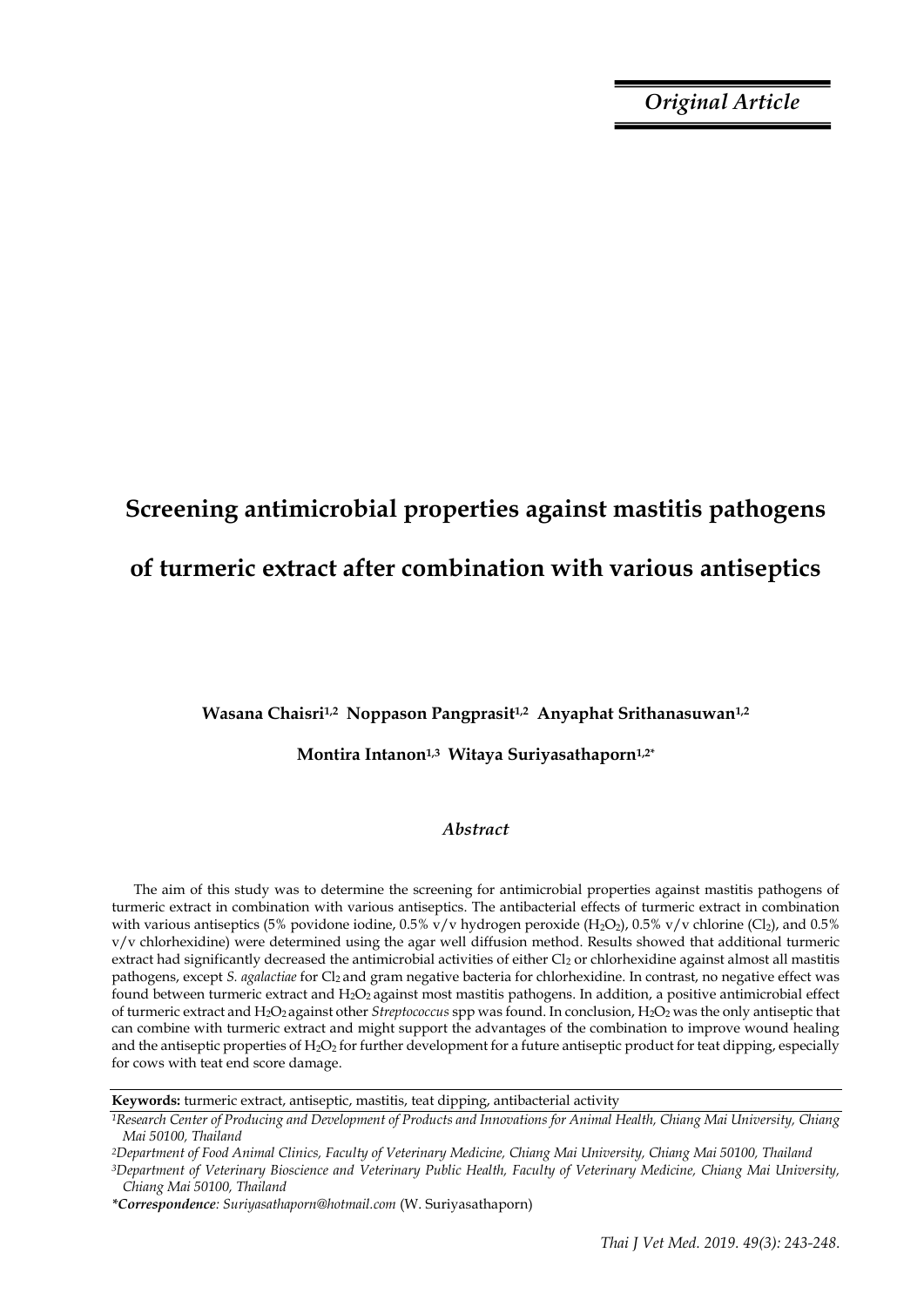*Original Article*

# Screening antimicrobial properties against mastitis pathogens of turmeric extract after combination with various antiseptics

**Wasana Chaisri[1,2] Noppason Pangprasit[1,2] Anyaphat Srithanasuwan[1,2]**

**Montira Intanon[1,3] Witaya Suriyasathaporn[1,2*]**

### *Abstract*

The aim of this study was to determine the screening for antimicrobial properties against mastitis pathogens of turmeric extract in combination with various antiseptics. The antibacterial effects of turmeric extract in combination with various antiseptics (5% povidone iodine, 0.5% v/v hydrogen peroxide ($H_2O_2$), 0.5% v/v chlorine ($Cl_2$), and 0.5% v/v chlorhexidine) were determined using the agar well diffusion method. Results showed that additional turmeric extract had significantly decreased the antimicrobial activities of either $Cl_2$ or chlorhexidine against almost all mastitis pathogens, except *S. agalactiae* for $Cl_2$ and gram negative bacteria for chlorhexidine. In contrast, no negative effect was found between turmeric extract and $H_2O_2$ against most mastitis pathogens. In addition, a positive antimicrobial effect of turmeric extract and $H_2O_2$ against other *Streptococcus* spp was found. In conclusion, $H_2O_2$ was the only antiseptic that can combine with turmeric extract and might support the advantages of the combination to improve wound healing and the antiseptic properties of $H_2O_2$ for further development for a future antiseptic product for teat dipping, especially for cows with teat end score damage.

**Keywords:** turmeric extract, antiseptic, mastitis, teat dipping, antibacterial activity

[1]*Research Center of Producing and Development of Products and Innovations for Animal Health, Chiang Mai University, Chiang Mai 50100, Thailand*

[2]*Department of Food Animal Clinics, Faculty of Veterinary Medicine, Chiang Mai University, Chiang Mai 50100, Thailand*

[3]*Department of Veterinary Bioscience and Veterinary Public Health, Faculty of Veterinary Medicine, Chiang Mai University, Chiang Mai 50100, Thailand*

***Correspondence**: Suriyasathaporn@hotmail.com* (W. Suriyasathaporn)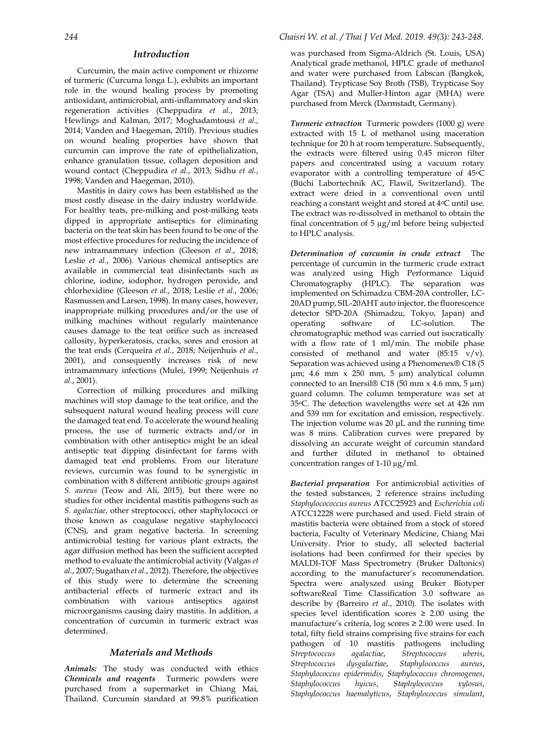## Introduction

Curcumin, the main active component or rhizome of turmeric (Curcuma longa L.), exhibits an important role in the wound healing process by promoting antioxidant, antimicrobial, anti-inflammatory and skin regeneration activities (Cheppudira *et al.*, 2013; Hewlings and Kalman, 2017; Moghadamtousi *et al.*, 2014; Vanden and Haegeman, 2010). Previous studies on wound healing properties have shown that curcumin can improve the rate of epithelialization, enhance granulation tissue, collagen deposition and wound contact (Cheppudira *et al.*, 2013; Sidhu *et al.*, 1998; Vanden and Haegeman, 2010).

Mastitis in dairy cows has been established as the most costly disease in the dairy industry worldwide. For healthy teats, pre-milking and post-milking teats dipped in appropriate antiseptics for eliminating bacteria on the teat skin has been found to be one of the most effective procedures for reducing the incidence of new intramammary infection (Gleeson *et al.*, 2018; Leslie *et al.*, 2006). Various chemical antiseptics are available in commercial teat disinfectants such as chlorine, iodine, iodophor, hydrogen peroxide, and chlorhexidine (Gleeson *et al.*, 2018; Leslie *et al.*, 2006; Rasmussen and Larsen, 1998). In many cases, however, inappropriate milking procedures and/or the use of milking machines without regularly maintenance causes damage to the teat orifice such as increased callosity, hyperkeratosis, cracks, sores and erosion at the teat ends (Cerqueira *et al.*, 2018; Neijenhuis *et al.*, 2001), and consequently increases risk of new intramammary infections (Mulei, 1999; Neijenhuis *et al.*, 2001).

Correction of milking procedures and milking machines will stop damage to the teat orifice, and the subsequent natural wound healing process will cure the damaged teat end. To accelerate the wound healing process, the use of turmeric extracts and/or in combination with other antiseptics might be an ideal antiseptic teat dipping disinfectant for farms with damaged teat end problems. From our literature reviews, curcumin was found to be synergistic in combination with 8 different antibiotic groups against *S. aureus* (Teow and Ali, 2015), but there were no studies for other incidental mastitis pathogens such as *S. agalactiae*, other streptococci, other staphylococci or those known as coagulase negative staphylococci (CNS), and gram negative bacteria. In screening antimicrobial testing for various plant extracts, the agar diffusion method has been the sufficient accepted method to evaluate the antimicrobial activity (Valgas *et al.*, 2007; Sugathan *et al.*, 2012). Therefore, the objectives of this study were to determine the screening antibacterial effects of turmeric extract and its combination with various antiseptics against microorganisms causing dairy mastitis. In addition, a concentration of curcumin in turmeric extract was determined.

## Materials and Methods

***Animals:*** The study was conducted with ethics

***Chemicals and reagents*** Turmeric powders were purchased from a supermarket in Chiang Mai, Thailand. Curcumin standard at 99.8% purification was purchased from Sigma-Aldrich (St. Louis, USA) Analytical grade methanol, HPLC grade of methanol and water were purchased from Labscan (Bangkok, Thailand). Trypticase Soy Broth (TSB), Trypticase Soy Agar (TSA) and Muller-Hinton agar (MHA) were purchased from Merck (Darmstadt, Germany).

***Turmeric extraction*** Turmeric powders (1000 g) were extracted with 15 L of methanol using maceration technique for 20 h at room temperature. Subsequently, the extracts were filtered using 0.45 micron filter papers and concentrated using a vacuum rotary evaporator with a controlling temperature of 45°C (Büchi Labortechnik AC, Flawil, Switzerland). The extract were dried in a conventional oven until reaching a constant weight and stored at 4°C until use. The extract was re-dissolved in methanol to obtain the final concentration of 5 µg/ml before being subjected to HPLC analysis.

***Determination of curcumin in crude extract*** The percentage of curcumin in the turmeric crude extract was analyzed using High Performance Liquid Chromatography (HPLC). The separation was implemented on Schimadzu CBM-20A controller, LC-20AD pump, SIL-20AHT auto injector, the fluorescence detector SPD-20A (Shimadzu, Tokyo, Japan) and operating software of LC-solution. The chromatographic method was carried out isocratically with a flow rate of 1 ml/min. The mobile phase consisted of methanol and water (85:15 v/v). Separation was achieved using a Phenomenex® C18 (5 µm; 4.6 mm x 250 mm, 5 µm) analytical column connected to an Inersil® C18 (50 mm x 4.6 mm, 5 µm) guard column. The column temperature was set at 35°C. The detection wavelengths were set at 426 nm and 539 nm for excitation and emission, respectively. The injection volume was 20 µL and the running time was 8 mins. Calibration curves were prepared by dissolving an accurate weight of curcumin standard and further diluted in methanol to obtained concentration ranges of 1-10 µg/ml.

***Bacterial preparation*** For antimicrobial activities of the tested substances, 2 reference strains including *Staphylocococcus aureus* ATCC25923 and *Escherichia coli* ATCC12228 were purchased and used. Field strain of mastitis bacteria were obtained from a stock of stored bacteria, Faculty of Veterinary Medicine, Chiang Mai University. Prior to study, all selected bacterial isolations had been confirmed for their species by MALDI-TOF Mass Spectrometry (Bruker Daltonics) according to the manufacturer's recommendation. Spectra were analyszed using Bruker Biotyper softwareReal Time Classification 3.0 software as describe by (Barreiro *et al.*, 2010). The isolates with species level identification scores ≥ 2.00 using the manufacture's criteria, log scores ≥ 2.00 were used. In total, fifty field strains comprising five strains for each pathogen of 10 mastitis pathogens including *Streptococcus agalactiae*, *Streptococcus uberis*, *Streptococcus dysgalactiae*, *Staphylococcus aureus*, *Staphylococcus epidermidis*, *Staphylococcus chromogenes*, *Staphylococcus hyicus*, *Staphylococcus xylosus*, *Staphylococcus haemalyticus*, *Staphylococcus simulant*,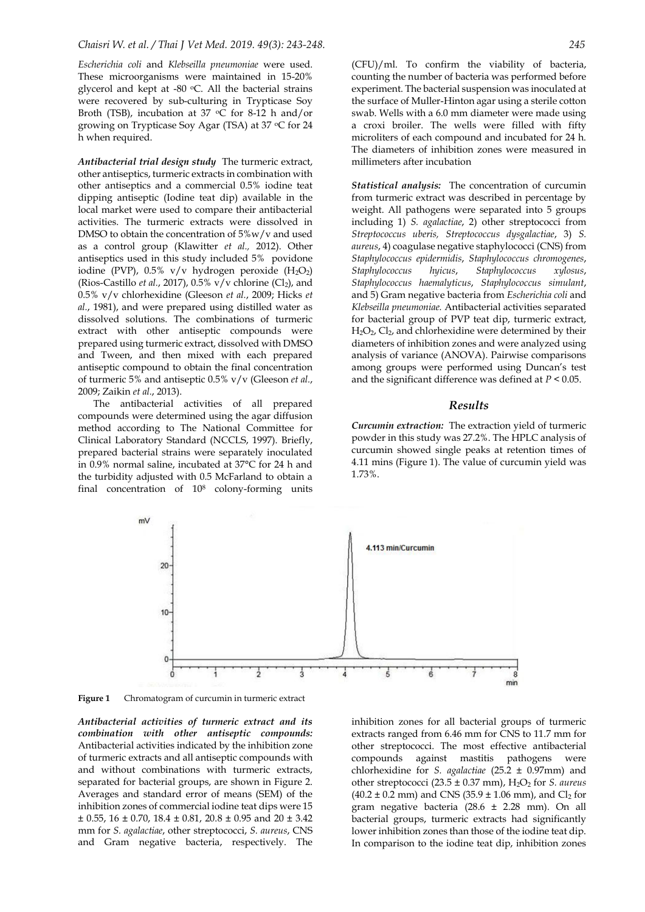*Escherichia coli* and *Klebseilla pneumoniae* were used. These microorganisms were maintained in 15-20% glycerol and kept at -80 °C. All the bacterial strains were recovered by sub-culturing in Trypticase Soy Broth (TSB), incubation at 37 °C for 8-12 h and/or growing on Trypticase Soy Agar (TSA) at 37 °C for 24 h when required.

***Antibacterial trial design study*** The turmeric extract, other antiseptics, turmeric extracts in combination with other antiseptics and a commercial 0.5% iodine teat dipping antiseptic (Iodine teat dip) available in the local market were used to compare their antibacterial activities. The turmeric extracts were dissolved in DMSO to obtain the concentration of 5%w/v and used as a control group (Klawitter *et al.,* 2012). Other antiseptics used in this study included 5% povidone iodine (PVP), 0.5% v/v hydrogen peroxide ($H_2O_2$) (Rios-Castillo *et al.*, 2017), 0.5% v/v chlorine ($Cl_2$), and 0.5% v/v chlorhexidine (Gleeson *et al.*, 2009; Hicks *et al.*, 1981), and were prepared using distilled water as dissolved solutions. The combinations of turmeric extract with other antiseptic compounds were prepared using turmeric extract, dissolved with DMSO and Tween, and then mixed with each prepared antiseptic compound to obtain the final concentration of turmeric 5% and antiseptic 0.5% v/v (Gleeson *et al.*, 2009; Zaikin *et al.*, 2013).

The antibacterial activities of all prepared compounds were determined using the agar diffusion method according to The National Committee for Clinical Laboratory Standard (NCCLS, 1997). Briefly, prepared bacterial strains were separately inoculated in 0.9% normal saline, incubated at 37°C for 24 h and the turbidity adjusted with 0.5 McFarland to obtain a final concentration of $10^8$ colony-forming units (CFU)/ml. To confirm the viability of bacteria, counting the number of bacteria was performed before experiment. The bacterial suspension was inoculated at the surface of Muller-Hinton agar using a sterile cotton swab. Wells with a 6.0 mm diameter were made using a croxi broiler. The wells were filled with fifty microliters of each compound and incubated for 24 h. The diameters of inhibition zones were measured in millimeters after incubation

***Statistical analysis:*** The concentration of curcumin from turmeric extract was described in percentage by weight. All pathogens were separated into 5 groups including 1) *S. agalactiae*, 2) other streptococci from *Streptococcus uberis, Streptococcus dysgalactiae*, 3) *S. aureus*, 4) coagulase negative staphylococci (CNS) from *Staphylococcus epidermidis*, *Staphylococcus chromogenes*, *Staphylococcus hyicus*, *Staphylococcus xylosus*, *Staphylococcus haemalyticus*, *Staphylococcus simulant*, and 5) Gram negative bacteria from *Escherichia coli* and *Klebseilla pneumoniae.* Antibacterial activities separated for bacterial group of PVP teat dip, turmeric extract, $H_2O_2$, $Cl_2$, and chlorhexidine were determined by their diameters of inhibition zones and were analyzed using analysis of variance (ANOVA). Pairwise comparisons among groups were performed using Duncan's test and the significant difference was defined at $P < 0.05$.

## Results

***Curcumin extraction:*** The extraction yield of turmeric powder in this study was 27.2%. The HPLC analysis of curcumin showed single peaks at retention times of 4.11 mins (Figure 1). The value of curcumin yield was 1.73%.

mV
20
10
0
0 1 2 3 4 5 6 7 8
min
4.113 min/Curcumin

**Figure 1** Chromatogram of curcumin in turmeric extract

***Antibacterial activities of turmeric extract and its combination with other antiseptic compounds:*** Antibacterial activities indicated by the inhibition zone of turmeric extracts and all antiseptic compounds with and without combinations with turmeric extracts, separated for bacterial groups, are shown in Figure 2. Averages and standard error of means (SEM) of the inhibition zones of commercial iodine teat dips were 15 ± 0.55, 16 ± 0.70, 18.4 ± 0.81, 20.8 ± 0.95 and 20 ± 3.42 mm for *S. agalactiae*, other streptococci, *S. aureus*, CNS and Gram negative bacteria, respectively. The inhibition zones for all bacterial groups of turmeric extracts ranged from 6.46 mm for CNS to 11.7 mm for other streptococci. The most effective antibacterial compounds against mastitis pathogens were chlorhexidine for *S. agalactiae* (25.2 ± 0.97mm) and other streptococci (23.5 ± 0.37 mm), $H_2O_2$ for *S. aureus* (40.2 ± 0.2 mm) and CNS (35.9 ± 1.06 mm), and $Cl_2$ for gram negative bacteria (28.6 ± 2.28 mm). On all bacterial groups, turmeric extracts had significantly lower inhibition zones than those of the iodine teat dip. In comparison to the iodine teat dip, inhibition zones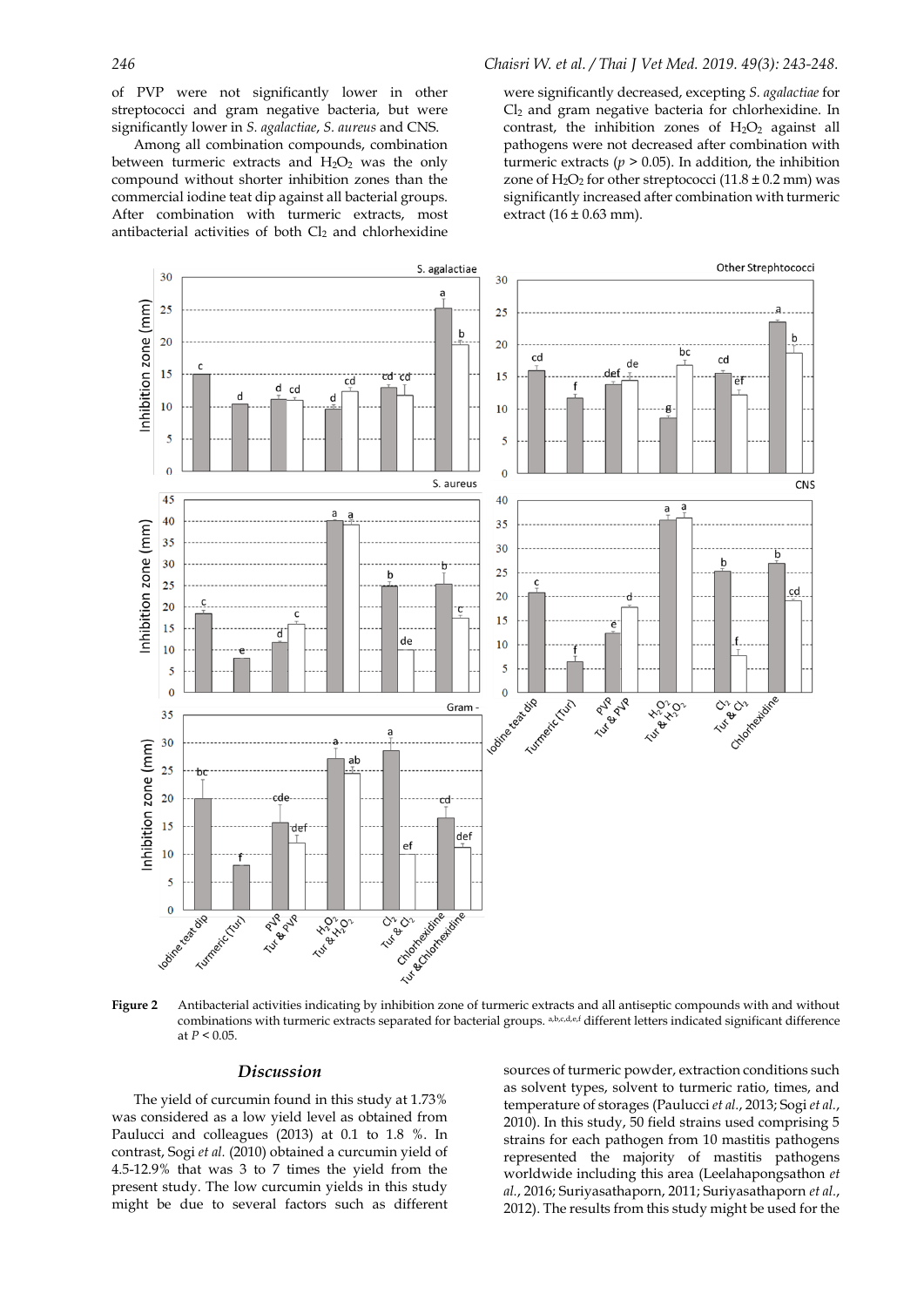of PVP were not significantly lower in other streptococci and gram negative bacteria, but were significantly lower in *S. agalactiae*, *S. aureus* and CNS.

Among all combination compounds, combination between turmeric extracts and $H_2O_2$ was the only compound without shorter inhibition zones than the commercial iodine teat dip against all bacterial groups. After combination with turmeric extracts, most antibacterial activities of both $Cl_2$ and chlorhexidine were significantly decreased, excepting *S. agalactiae* for $Cl_2$ and gram negative bacteria for chlorhexidine. In contrast, the inhibition zones of $H_2O_2$ against all pathogens were not decreased after combination with turmeric extracts ($p > 0.05$). In addition, the inhibition zone of $H_2O_2$ for other streptococci (11.8 ± 0.2 mm) was significantly increased after combination with turmeric extract (16 ± 0.63 mm).

S. agalactiae

Other Strephtococci

S. aureus

CNS

Gram -

Inhibition zone (mm)

Iodine teat dip, Turmeric (Tur), PVP, Tur & PVP, $H_2O_2$, Tur & $H_2O_2$, $Cl_2$, Tur & $Cl_2$, Chlorhexidine, Tur & Chlorhexidine

**Figure 2** Antibacterial activities indicating by inhibition zone of turmeric extracts and all antiseptic compounds with and without combinations with turmeric extracts separated for bacterial groups. [a,b,c,d,e,f] different letters indicated significant difference at $P < 0.05$.

## Discussion

The yield of curcumin found in this study at 1.73% was considered as a low yield level as obtained from Paulucci and colleagues (2013) at 0.1 to 1.8 %. In contrast, Sogi *et al.* (2010) obtained a curcumin yield of 4.5-12.9% that was 3 to 7 times the yield from the present study. The low curcumin yields in this study might be due to several factors such as different sources of turmeric powder, extraction conditions such as solvent types, solvent to turmeric ratio, times, and temperature of storages (Paulucci *et al.*, 2013; Sogi *et al.*, 2010). In this study, 50 field strains used comprising 5 strains for each pathogen from 10 mastitis pathogens represented the majority of mastitis pathogens worldwide including this area (Leelahapongsathon *et al.*, 2016; Suriyasathaporn, 2011; Suriyasathaporn *et al.*, 2012). The results from this study might be used for the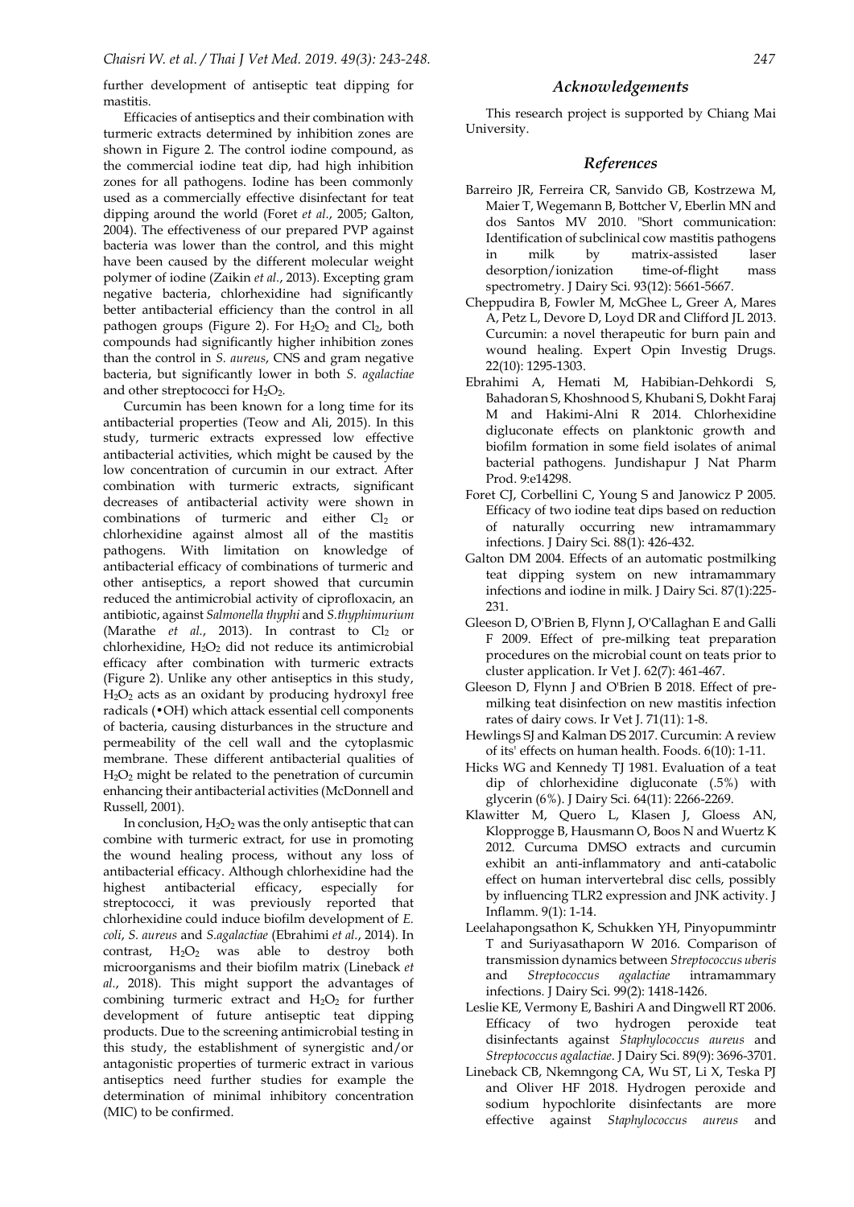further development of antiseptic teat dipping for mastitis.

Efficacies of antiseptics and their combination with turmeric extracts determined by inhibition zones are shown in Figure 2. The control iodine compound, as the commercial iodine teat dip, had high inhibition zones for all pathogens. Iodine has been commonly used as a commercially effective disinfectant for teat dipping around the world (Foret *et al.*, 2005; Galton, 2004). The effectiveness of our prepared PVP against bacteria was lower than the control, and this might have been caused by the different molecular weight polymer of iodine (Zaikin *et al.*, 2013). Excepting gram negative bacteria, chlorhexidine had significantly better antibacterial efficiency than the control in all pathogen groups (Figure 2). For $H_2O_2$ and $Cl_2$, both compounds had significantly higher inhibition zones than the control in *S. aureus*, CNS and gram negative bacteria, but significantly lower in both *S. agalactiae* and other streptococci for $H_2O_2$.

Curcumin has been known for a long time for its antibacterial properties (Teow and Ali, 2015). In this study, turmeric extracts expressed low effective antibacterial activities, which might be caused by the low concentration of curcumin in our extract. After combination with turmeric extracts, significant decreases of antibacterial activity were shown in combinations of turmeric and either $Cl_2$ or chlorhexidine against almost all of the mastitis pathogens. With limitation on knowledge of antibacterial efficacy of combinations of turmeric and other antiseptics, a report showed that curcumin reduced the antimicrobial activity of ciprofloxacin, an antibiotic, against *Salmonella thyphi* and *S.thyphimurium* (Marathe *et al.*, 2013). In contrast to $Cl_2$ or chlorhexidine, $H_2O_2$ did not reduce its antimicrobial efficacy after combination with turmeric extracts (Figure 2). Unlike any other antiseptics in this study, $H_2O_2$ acts as an oxidant by producing hydroxyl free radicals (•OH) which attack essential cell components of bacteria, causing disturbances in the structure and permeability of the cell wall and the cytoplasmic membrane. These different antibacterial qualities of $H_2O_2$ might be related to the penetration of curcumin enhancing their antibacterial activities (McDonnell and Russell, 2001).

In conclusion, $H_2O_2$ was the only antiseptic that can combine with turmeric extract, for use in promoting the wound healing process, without any loss of antibacterial efficacy. Although chlorhexidine had the highest antibacterial efficacy, especially for streptococci, it was previously reported that chlorhexidine could induce biofilm development of *E. coli*, *S. aureus* and *S.agalactiae* (Ebrahimi *et al.*, 2014). In contrast, $H_2O_2$ was able to destroy both microorganisms and their biofilm matrix (Lineback *et al.*, 2018). This might support the advantages of combining turmeric extract and $H_2O_2$ for further development of future antiseptic teat dipping products. Due to the screening antimicrobial testing in this study, the establishment of synergistic and/or antagonistic properties of turmeric extract in various antiseptics need further studies for example the determination of minimal inhibitory concentration (MIC) to be confirmed.

## Acknowledgements

This research project is supported by Chiang Mai University.

## References

Barreiro JR, Ferreira CR, Sanvido GB, Kostrzewa M, Maier T, Wegemann B, Bottcher V, Eberlin MN and dos Santos MV 2010. "Short communication: Identification of subclinical cow mastitis pathogens in milk by matrix-assisted laser desorption/ionization time-of-flight mass spectrometry. J Dairy Sci. 93(12): 5661-5667.

Cheppudira B, Fowler M, McGhee L, Greer A, Mares A, Petz L, Devore D, Loyd DR and Clifford JL 2013. Curcumin: a novel therapeutic for burn pain and wound healing. Expert Opin Investig Drugs. 22(10): 1295-1303.

Ebrahimi A, Hemati M, Habibian-Dehkordi S, Bahadoran S, Khoshnood S, Khubani S, Dokht Faraj M and Hakimi-Alni R 2014. Chlorhexidine digluconate effects on planktonic growth and biofilm formation in some field isolates of animal bacterial pathogens. Jundishapur J Nat Pharm Prod. 9:e14298.

Foret CJ, Corbellini C, Young S and Janowicz P 2005. Efficacy of two iodine teat dips based on reduction of naturally occurring new intramammary infections. J Dairy Sci. 88(1): 426-432.

Galton DM 2004. Effects of an automatic postmilking teat dipping system on new intramammary infections and iodine in milk. J Dairy Sci. 87(1):225-231.

Gleeson D, O'Brien B, Flynn J, O'Callaghan E and Galli F 2009. Effect of pre-milking teat preparation procedures on the microbial count on teats prior to cluster application. Ir Vet J. 62(7): 461-467.

Gleeson D, Flynn J and O'Brien B 2018. Effect of pre-milking teat disinfection on new mastitis infection rates of dairy cows. Ir Vet J. 71(11): 1-8.

Hewlings SJ and Kalman DS 2017. Curcumin: A review of its' effects on human health. Foods. 6(10): 1-11.

Hicks WG and Kennedy TJ 1981. Evaluation of a teat dip of chlorhexidine digluconate (.5%) with glycerin (6%). J Dairy Sci. 64(11): 2266-2269.

Klawitter M, Quero L, Klasen J, Gloess AN, Klopprogge B, Hausmann O, Boos N and Wuertz K 2012. Curcuma DMSO extracts and curcumin exhibit an anti-inflammatory and anti-catabolic effect on human intervertebral disc cells, possibly by influencing TLR2 expression and JNK activity. J Inflamm. 9(1): 1-14.

Leelahapongsathon K, Schukken YH, Pinyopummintr T and Suriyasathaporn W 2016. Comparison of transmission dynamics between *Streptococcus uberis* and *Streptococcus agalactiae* intramammary infections. J Dairy Sci. 99(2): 1418-1426.

Leslie KE, Vermony E, Bashiri A and Dingwell RT 2006. Efficacy of two hydrogen peroxide teat disinfectants against *Staphylococcus aureus* and *Streptococcus agalactiae*. J Dairy Sci. 89(9): 3696-3701.

Lineback CB, Nkemngong CA, Wu ST, Li X, Teska PJ and Oliver HF 2018. Hydrogen peroxide and sodium hypochlorite disinfectants are more effective against *Staphylococcus aureus* and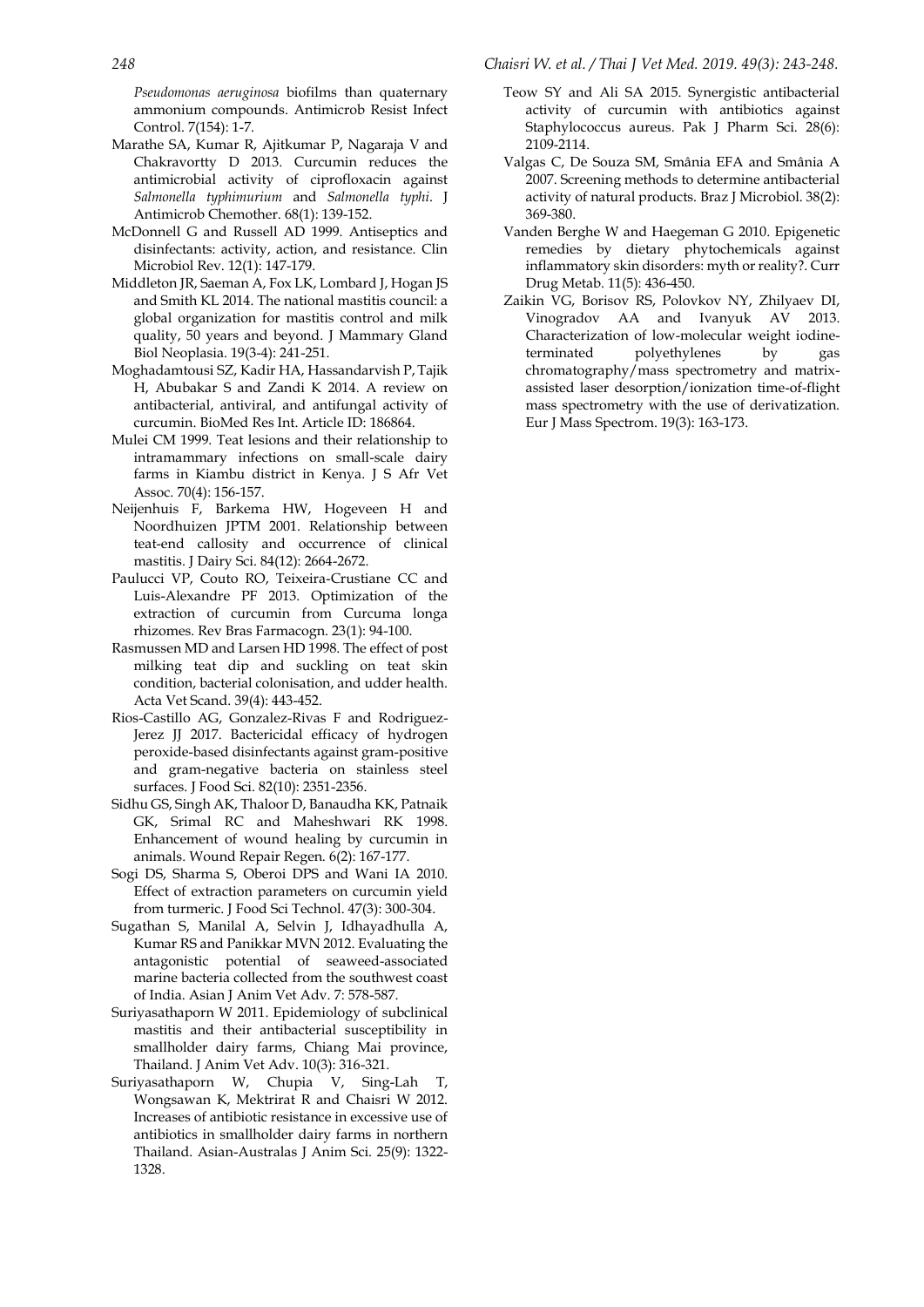*Pseudomonas aeruginosa* biofilms than quaternary ammonium compounds. Antimicrob Resist Infect Control. 7(154): 1-7.

Marathe SA, Kumar R, Ajitkumar P, Nagaraja V and Chakravortty D 2013. Curcumin reduces the antimicrobial activity of ciprofloxacin against *Salmonella typhimurium* and *Salmonella typhi*. J Antimicrob Chemother. 68(1): 139-152.

McDonnell G and Russell AD 1999. Antiseptics and disinfectants: activity, action, and resistance. Clin Microbiol Rev. 12(1): 147-179.

Middleton JR, Saeman A, Fox LK, Lombard J, Hogan JS and Smith KL 2014. The national mastitis council: a global organization for mastitis control and milk quality, 50 years and beyond. J Mammary Gland Biol Neoplasia. 19(3-4): 241-251.

Moghadamtousi SZ, Kadir HA, Hassandarvish P, Tajik H, Abubakar S and Zandi K 2014. A review on antibacterial, antiviral, and antifungal activity of curcumin. BioMed Res Int. Article ID: 186864.

Mulei CM 1999. Teat lesions and their relationship to intramammary infections on small-scale dairy farms in Kiambu district in Kenya. J S Afr Vet Assoc. 70(4): 156-157.

Neijenhuis F, Barkema HW, Hogeveen H and Noordhuizen JPTM 2001. Relationship between teat-end callosity and occurrence of clinical mastitis. J Dairy Sci. 84(12): 2664-2672.

Paulucci VP, Couto RO, Teixeira-Crustiane CC and Luis-Alexandre PF 2013. Optimization of the extraction of curcumin from Curcuma longa rhizomes. Rev Bras Farmacogn. 23(1): 94-100.

Rasmussen MD and Larsen HD 1998. The effect of post milking teat dip and suckling on teat skin condition, bacterial colonisation, and udder health. Acta Vet Scand. 39(4): 443-452.

Rios-Castillo AG, Gonzalez-Rivas F and Rodriguez-Jerez JJ 2017. Bactericidal efficacy of hydrogen peroxide-based disinfectants against gram-positive and gram-negative bacteria on stainless steel surfaces. J Food Sci. 82(10): 2351-2356.

Sidhu GS, Singh AK, Thaloor D, Banaudha KK, Patnaik GK, Srimal RC and Maheshwari RK 1998. Enhancement of wound healing by curcumin in animals. Wound Repair Regen. 6(2): 167-177.

Sogi DS, Sharma S, Oberoi DPS and Wani IA 2010. Effect of extraction parameters on curcumin yield from turmeric. J Food Sci Technol. 47(3): 300-304.

Sugathan S, Manilal A, Selvin J, Idhayadhulla A, Kumar RS and Panikkar MVN 2012. Evaluating the antagonistic potential of seaweed-associated marine bacteria collected from the southwest coast of India. Asian J Anim Vet Adv. 7: 578-587.

Suriyasathaporn W 2011. Epidemiology of subclinical mastitis and their antibacterial susceptibility in smallholder dairy farms, Chiang Mai province, Thailand. J Anim Vet Adv. 10(3): 316-321.

Suriyasathaporn W, Chupia V, Sing-Lah T, Wongsawan K, Mektrirat R and Chaisri W 2012. Increases of antibiotic resistance in excessive use of antibiotics in smallholder dairy farms in northern Thailand. Asian-Australas J Anim Sci. 25(9): 1322-1328.

Teow SY and Ali SA 2015. Synergistic antibacterial activity of curcumin with antibiotics against Staphylococcus aureus. Pak J Pharm Sci. 28(6): 2109-2114.

Valgas C, De Souza SM, Smânia EFA and Smânia A 2007. Screening methods to determine antibacterial activity of natural products. Braz J Microbiol. 38(2): 369-380.

Vanden Berghe W and Haegeman G 2010. Epigenetic remedies by dietary phytochemicals against inflammatory skin disorders: myth or reality?. Curr Drug Metab. 11(5): 436-450.

Zaikin VG, Borisov RS, Polovkov NY, Zhilyaev DI, Vinogradov AA and Ivanyuk AV 2013. Characterization of low-molecular weight iodine-terminated polyethylenes by gas chromatography/mass spectrometry and matrix-assisted laser desorption/ionization time-of-flight mass spectrometry with the use of derivatization. Eur J Mass Spectrom. 19(3): 163-173.